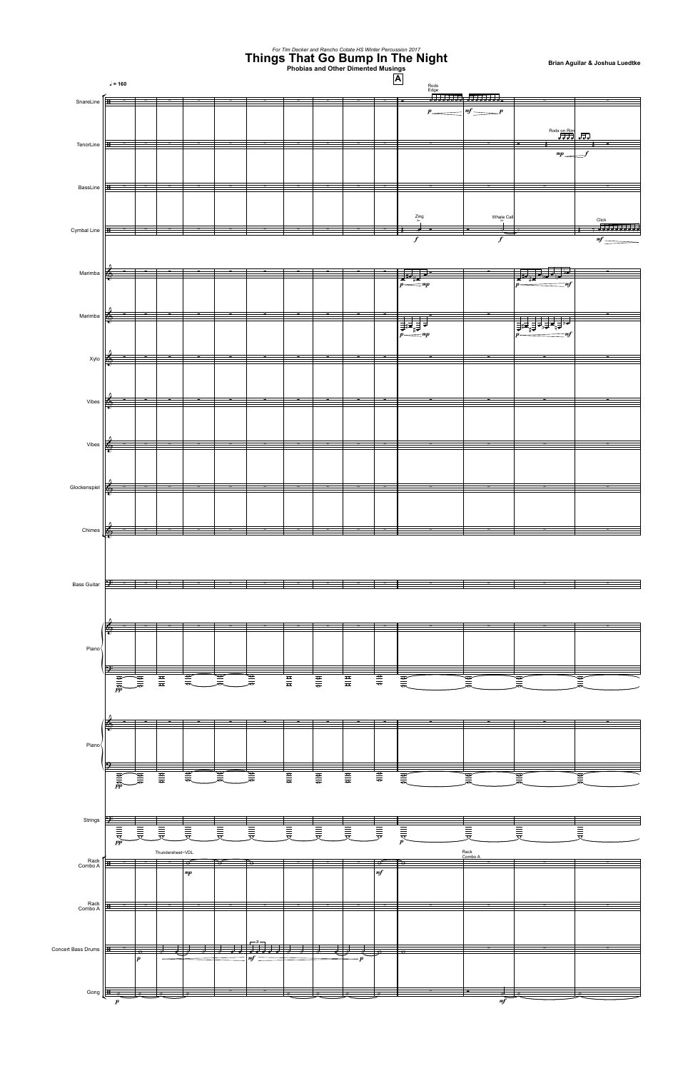For Tim Decker and Rancho Cotate HS Winter Percussion 2017

# Things That Go Bump In The Night

## Phobias and Other Dimented Musings

**Brian Aguilar & Joshua Luedtke**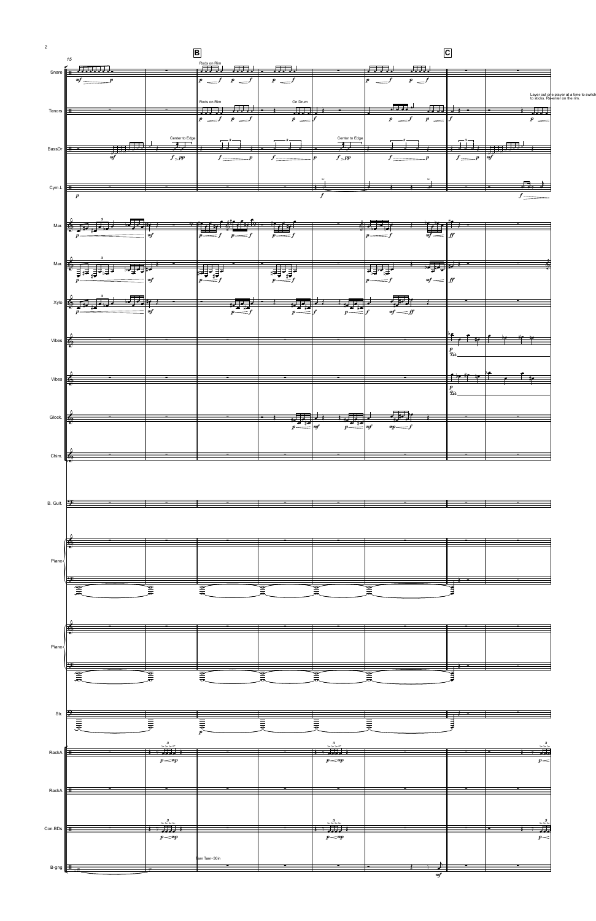**B**

**C**

Rods on Rim

Rods on Rim

On Drum

Center to Edge

Center to Edge

Layer out one player at a time to switch to sticks. Re-enter on the rim.

Tam Tam~30in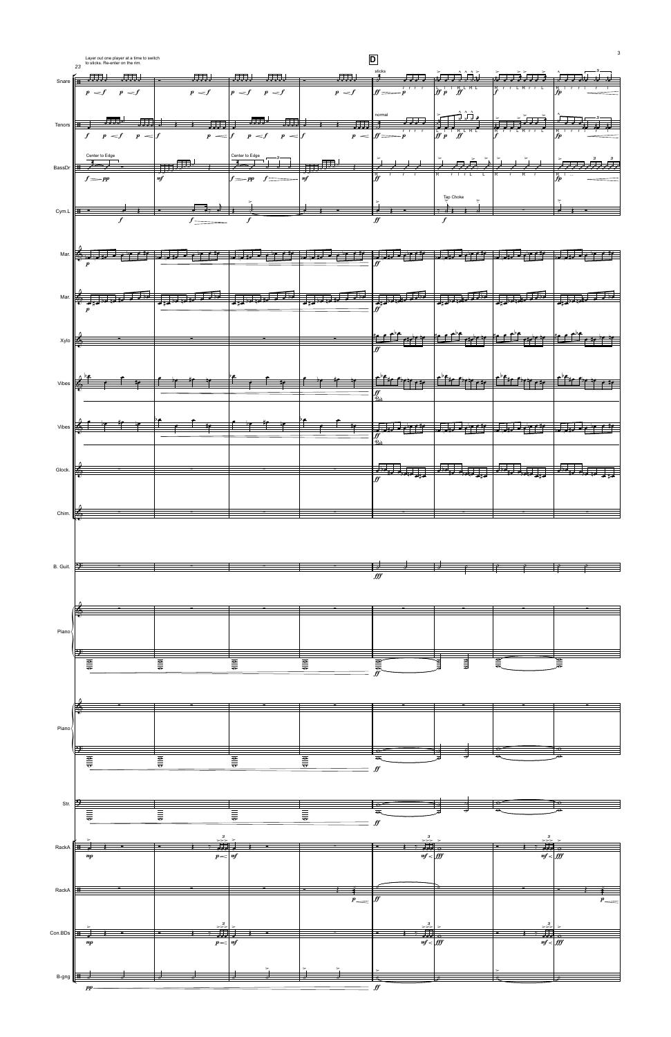Layer out one player at a time to switch to sticks. Re-enter on the rim.